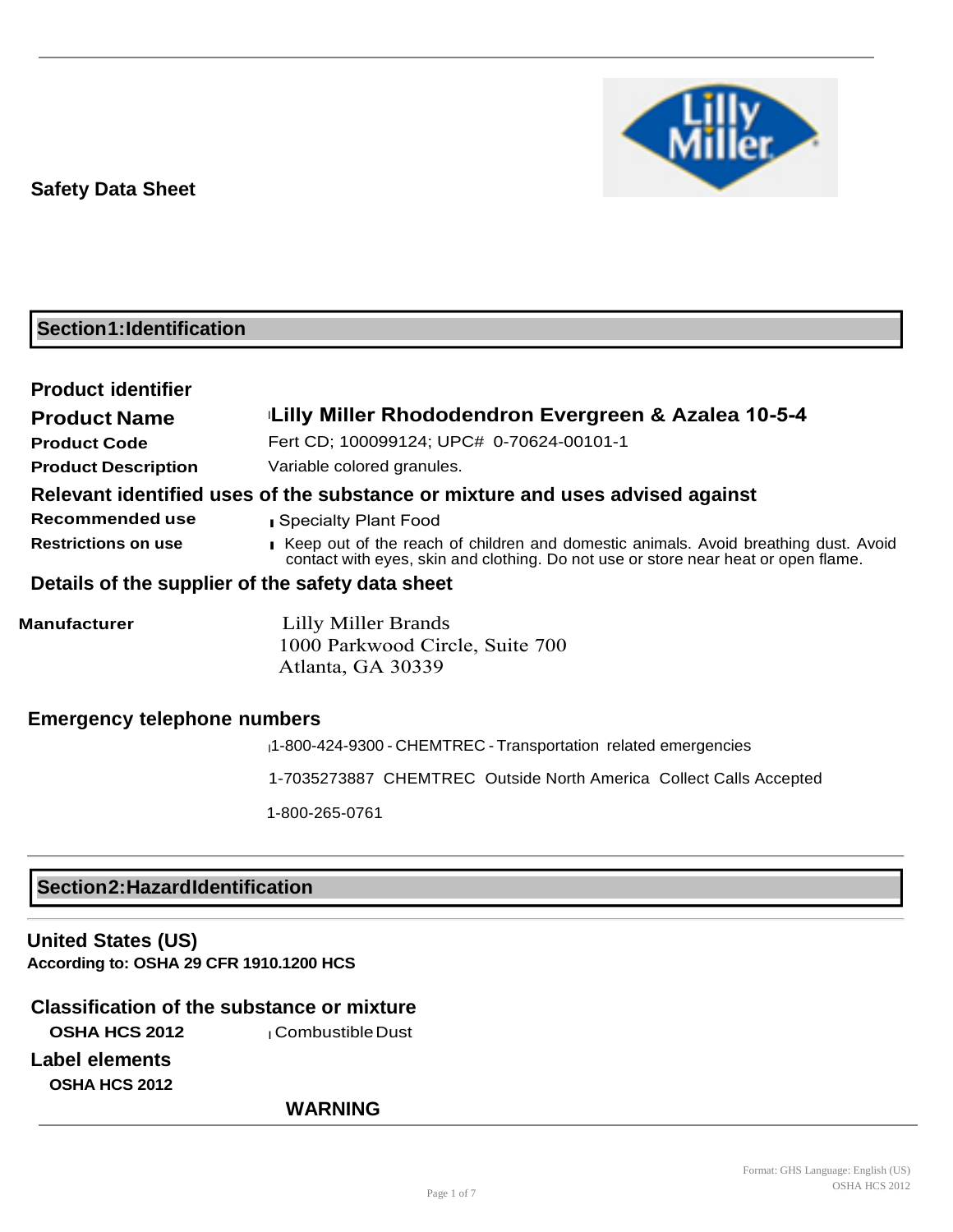**Safety Data Sheet**

## Section1:Identification

### Product identifier

| | |
|---|---|
| **Product Name** | **Lilly Miller Rhododendron Evergreen & Azalea 10-5-4** |
| **Product Code** | Fert CD; 100099124; UPC# 0-70624-00101-1 |
| **Product Description** | Variable colored granules. |

### Relevant identified uses of the substance or mixture and uses advised against

| | |
|---|---|
| **Recommended use** | Specialty Plant Food |
| **Restrictions on use** | Keep out of the reach of children and domestic animals. Avoid breathing dust. Avoid contact with eyes, skin and clothing. Do not use or store near heat or open flame. |

### Details of the supplier of the safety data sheet

**Manufacturer**

Lilly Miller Brands
1000 Parkwood Circle, Suite 700
Atlanta, GA 30339

### Emergency telephone numbers

1-800-424-9300 - CHEMTREC - Transportation related emergencies

1-7035273887 CHEMTREC Outside North America Collect Calls Accepted

1-800-265-0761

## Section2:HazardIdentification

### United States (US)

**According to: OSHA 29 CFR 1910.1200 HCS**

### Classification of the substance or mixture

**OSHA HCS 2012** Combustible Dust

### Label elements

**OSHA HCS 2012**

**WARNING**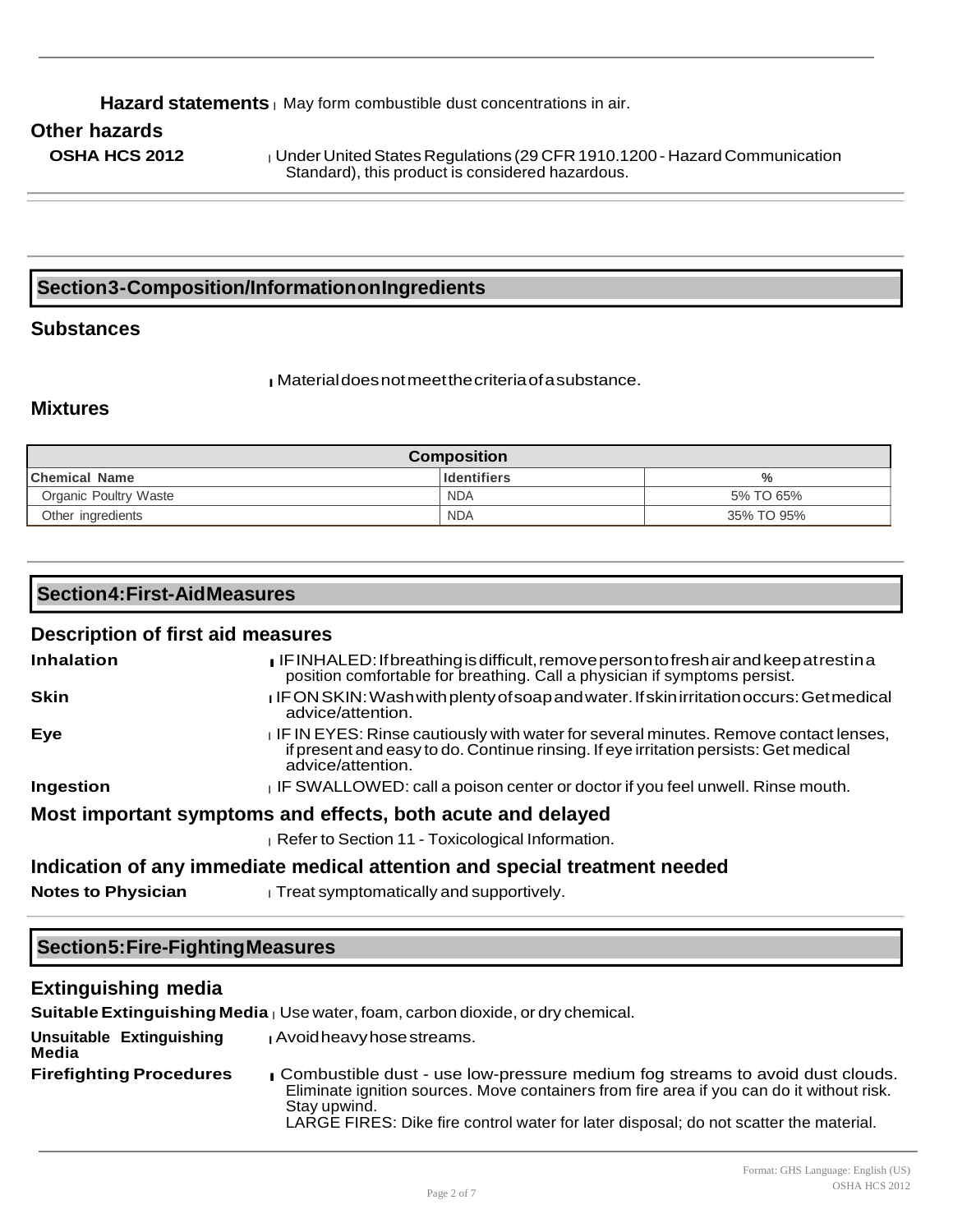**Hazard statements** May form combustible dust concentrations in air.

### Other hazards

**OSHA HCS 2012** Under United States Regulations (29 CFR 1910.1200 - Hazard Communication Standard), this product is considered hazardous.

## Section 3 - Composition/Information on Ingredients

### Substances

Material does not meet the criteria of a substance.

### Mixtures

| Composition | | |
|---|---|---|
| **Chemical Name** | **Identifiers** | **%** |
| Organic Poultry Waste | NDA | 5% TO 65% |
| Other ingredients | NDA | 35% TO 95% |

## Section 4: First-Aid Measures

### Description of first aid measures

**Inhalation** IF INHALED: If breathing is difficult, remove person to fresh air and keep at rest in a position comfortable for breathing. Call a physician if symptoms persist.

**Skin** IF ON SKIN: Wash with plenty of soap and water. If skin irritation occurs: Get medical advice/attention.

**Eye** IF IN EYES: Rinse cautiously with water for several minutes. Remove contact lenses, if present and easy to do. Continue rinsing. If eye irritation persists: Get medical advice/attention.

**Ingestion** IF SWALLOWED: call a poison center or doctor if you feel unwell. Rinse mouth.

### Most important symptoms and effects, both acute and delayed

Refer to Section 11 - Toxicological Information.

### Indication of any immediate medical attention and special treatment needed

**Notes to Physician** Treat symptomatically and supportively.

## Section 5: Fire-Fighting Measures

### Extinguishing media

**Suitable Extinguishing Media** Use water, foam, carbon dioxide, or dry chemical.

**Unsuitable Extinguishing Media** Avoid heavy hose streams.

**Firefighting Procedures** Combustible dust - use low-pressure medium fog streams to avoid dust clouds. Eliminate ignition sources. Move containers from fire area if you can do it without risk. Stay upwind.
LARGE FIRES: Dike fire control water for later disposal; do not scatter the material.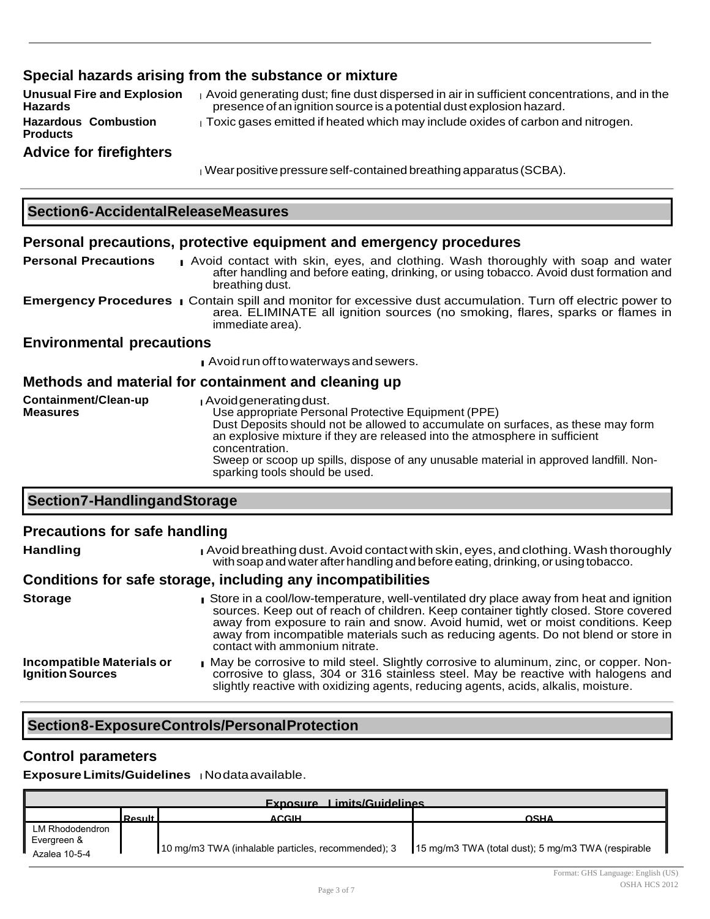### Special hazards arising from the substance or mixture

**Unusual Fire and Explosion Hazards**
Avoid generating dust; fine dust dispersed in air in sufficient concentrations, and in the presence of an ignition source is a potential dust explosion hazard.

**Hazardous Combustion Products**
Toxic gases emitted if heated which may include oxides of carbon and nitrogen.

### Advice for firefighters

Wear positive pressure self-contained breathing apparatus (SCBA).

## Section6-AccidentalReleaseMeasures

### Personal precautions, protective equipment and emergency procedures

**Personal Precautions**
Avoid contact with skin, eyes, and clothing. Wash thoroughly with soap and water after handling and before eating, drinking, or using tobacco. Avoid dust formation and breathing dust.

**Emergency Procedures**
Contain spill and monitor for excessive dust accumulation. Turn off electric power to area. ELIMINATE all ignition sources (no smoking, flares, sparks or flames in immediate area).

### Environmental precautions

Avoid run off to waterways and sewers.

### Methods and material for containment and cleaning up

**Containment/Clean-up Measures**
Avoid generating dust.
Use appropriate Personal Protective Equipment (PPE)
Dust Deposits should not be allowed to accumulate on surfaces, as these may form an explosive mixture if they are released into the atmosphere in sufficient concentration.
Sweep or scoop up spills, dispose of any unusable material in approved landfill. Non-sparking tools should be used.

## Section7-HandlingandStorage

### Precautions for safe handling

**Handling**
Avoid breathing dust. Avoid contact with skin, eyes, and clothing. Wash thoroughly with soap and water after handling and before eating, drinking, or using tobacco.

### Conditions for safe storage, including any incompatibilities

**Storage**
Store in a cool/low-temperature, well-ventilated dry place away from heat and ignition sources. Keep out of reach of children. Keep container tightly closed. Store covered away from exposure to rain and snow. Avoid humid, wet or moist conditions. Keep away from incompatible materials such as reducing agents. Do not blend or store in contact with ammonium nitrate.

**Incompatible Materials or Ignition Sources**
May be corrosive to mild steel. Slightly corrosive to aluminum, zinc, or copper. Non-corrosive to glass, 304 or 316 stainless steel. May be reactive with halogens and slightly reactive with oxidizing agents, reducing agents, acids, alkalis, moisture.

## Section8-ExposureControls/PersonalProtection

### Control parameters

**Exposure Limits/Guidelines** No data available.

| Exposure Limits/Guidelines | | | |
|---|---|---|---|
| | Result | ACGIH | OSHA |
| LM Rhododendron Evergreen & Azalea 10-5-4 | | 10 mg/m3 TWA (inhalable particles, recommended); 3 | 15 mg/m3 TWA (total dust); 5 mg/m3 TWA (respirable |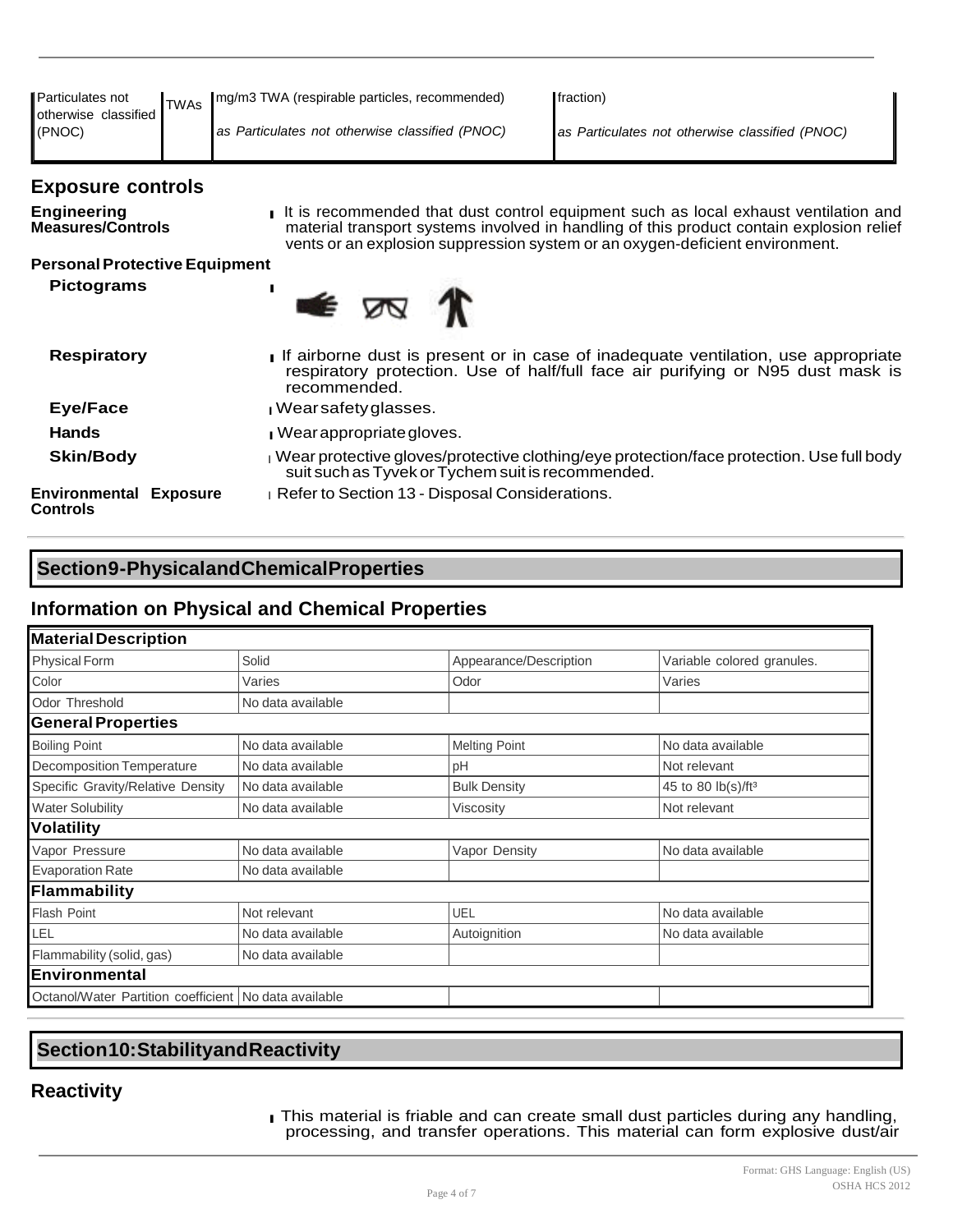| Particulates not otherwise classified (PNOC) | TWAs | mg/m3 TWA (respirable particles, recommended) | fraction) |
|---|---|---|---|
| | | *as Particulates not otherwise classified (PNOC)* | *as Particulates not otherwise classified (PNOC)* |

## Exposure controls

**Engineering Measures/Controls**
- It is recommended that dust control equipment such as local exhaust ventilation and material transport systems involved in handling of this product contain explosion relief vents or an explosion suppression system or an oxygen-deficient environment.

**Personal Protective Equipment**

**Pictograms**

**Respiratory**
- If airborne dust is present or in case of inadequate ventilation, use appropriate respiratory protection. Use of half/full face air purifying or N95 dust mask is recommended.

**Eye/Face**
- Wear safety glasses.

**Hands**
- Wear appropriate gloves.

**Skin/Body**
- Wear protective gloves/protective clothing/eye protection/face protection. Use full body suit such as Tyvek or Tychem suit is recommended.

**Environmental Exposure Controls**
- Refer to Section 13 - Disposal Considerations.

## Section 9 - Physical and Chemical Properties

### Information on Physical and Chemical Properties

| **Material Description** | | | |
|---|---|---|---|
| Physical Form | Solid | Appearance/Description | Variable colored granules. |
| Color | Varies | Odor | Varies |
| Odor Threshold | No data available | | |
| **General Properties** | | | |
| Boiling Point | No data available | Melting Point | No data available |
| Decomposition Temperature | No data available | pH | Not relevant |
| Specific Gravity/Relative Density | No data available | Bulk Density | 45 to 80 lb(s)/ft³ |
| Water Solubility | No data available | Viscosity | Not relevant |
| **Volatility** | | | |
| Vapor Pressure | No data available | Vapor Density | No data available |
| Evaporation Rate | No data available | | |
| **Flammability** | | | |
| Flash Point | Not relevant | UEL | No data available |
| LEL | No data available | Autoignition | No data available |
| Flammability (solid, gas) | No data available | | |
| **Environmental** | | | |
| Octanol/Water Partition coefficient | No data available | | |

## Section 10: Stability and Reactivity

### Reactivity

- This material is friable and can create small dust particles during any handling, processing, and transfer operations. This material can form explosive dust/air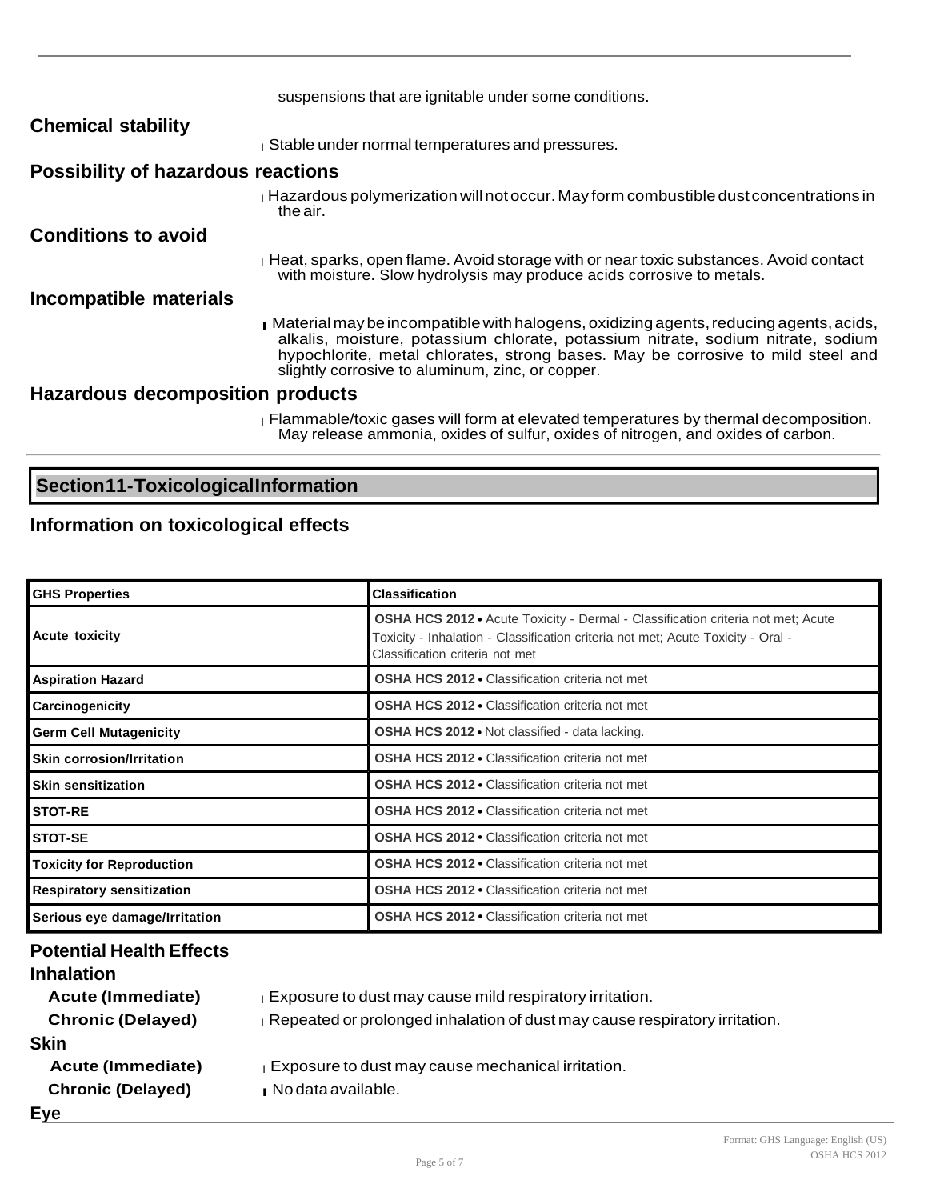suspensions that are ignitable under some conditions.

### Chemical stability

Stable under normal temperatures and pressures.

### Possibility of hazardous reactions

Hazardous polymerization will not occur. May form combustible dust concentrations in the air.

### Conditions to avoid

Heat, sparks, open flame. Avoid storage with or near toxic substances. Avoid contact with moisture. Slow hydrolysis may produce acids corrosive to metals.

### Incompatible materials

Material may be incompatible with halogens, oxidizing agents, reducing agents, acids, alkalis, moisture, potassium chlorate, potassium nitrate, sodium nitrate, sodium hypochlorite, metal chlorates, strong bases. May be corrosive to mild steel and slightly corrosive to aluminum, zinc, or copper.

### Hazardous decomposition products

Flammable/toxic gases will form at elevated temperatures by thermal decomposition. May release ammonia, oxides of sulfur, oxides of nitrogen, and oxides of carbon.

## Section11-ToxicologicalInformation

### Information on toxicological effects

| GHS Properties | Classification |
| --- | --- |
| Acute toxicity | **OSHA HCS 2012** • Acute Toxicity - Dermal - Classification criteria not met; Acute Toxicity - Inhalation - Classification criteria not met; Acute Toxicity - Oral - Classification criteria not met |
| Aspiration Hazard | **OSHA HCS 2012** • Classification criteria not met |
| Carcinogenicity | **OSHA HCS 2012** • Classification criteria not met |
| Germ Cell Mutagenicity | **OSHA HCS 2012** • Not classified - data lacking. |
| Skin corrosion/Irritation | **OSHA HCS 2012** • Classification criteria not met |
| Skin sensitization | **OSHA HCS 2012** • Classification criteria not met |
| STOT-RE | **OSHA HCS 2012** • Classification criteria not met |
| STOT-SE | **OSHA HCS 2012** • Classification criteria not met |
| Toxicity for Reproduction | **OSHA HCS 2012** • Classification criteria not met |
| Respiratory sensitization | **OSHA HCS 2012** • Classification criteria not met |
| Serious eye damage/Irritation | **OSHA HCS 2012** • Classification criteria not met |

### Potential Health Effects

#### Inhalation

**Acute (Immediate)** Exposure to dust may cause mild respiratory irritation.

**Chronic (Delayed)** Repeated or prolonged inhalation of dust may cause respiratory irritation.

#### Skin

**Acute (Immediate)** Exposure to dust may cause mechanical irritation.

**Chronic (Delayed)** No data available.

#### Eye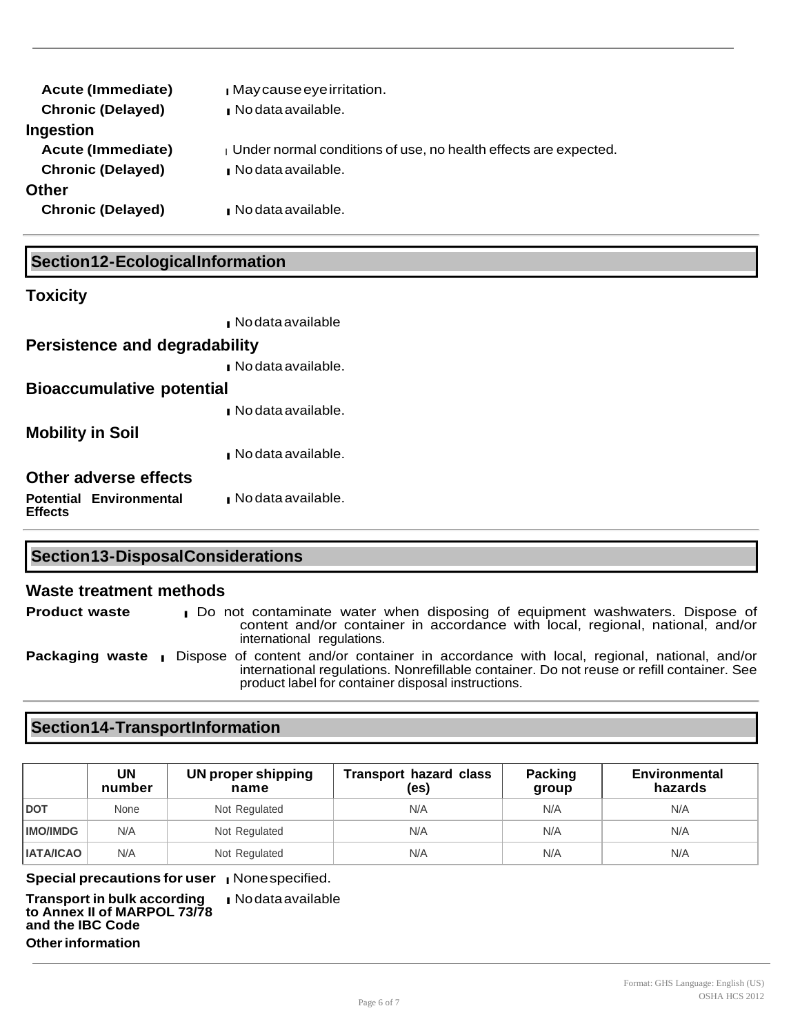**Acute (Immediate)** May cause eye irritation.

**Chronic (Delayed)** No data available.

**Ingestion**

**Acute (Immediate)** Under normal conditions of use, no health effects are expected.

**Chronic (Delayed)** No data available.

**Other**

**Chronic (Delayed)** No data available.

## Section 12 - Ecological Information

### Toxicity

No data available

### Persistence and degradability

No data available.

### Bioaccumulative potential

No data available.

### Mobility in Soil

No data available.

### Other adverse effects

**Potential Environmental Effects** No data available.

## Section 13 - Disposal Considerations

### Waste treatment methods

**Product waste** Do not contaminate water when disposing of equipment washwaters. Dispose of content and/or container in accordance with local, regional, national, and/or international regulations.

**Packaging waste** Dispose of content and/or container in accordance with local, regional, national, and/or international regulations. Nonrefillable container. Do not reuse or refill container. See product label for container disposal instructions.

## Section 14 - Transport Information

| | UN number | UN proper shipping name | Transport hazard class (es) | Packing group | Environmental hazards |
|---|---|---|---|---|---|
| **DOT** | None | Not Regulated | N/A | N/A | N/A |
| **IMO/IMDG** | N/A | Not Regulated | N/A | N/A | N/A |
| **IATA/ICAO** | N/A | Not Regulated | N/A | N/A | N/A |

**Special precautions for user** None specified.

**Transport in bulk according to Annex II of MARPOL 73/78 and the IBC Code** No data available

**Other information**

Format: GHS Language: English (US)
OSHA HCS 2012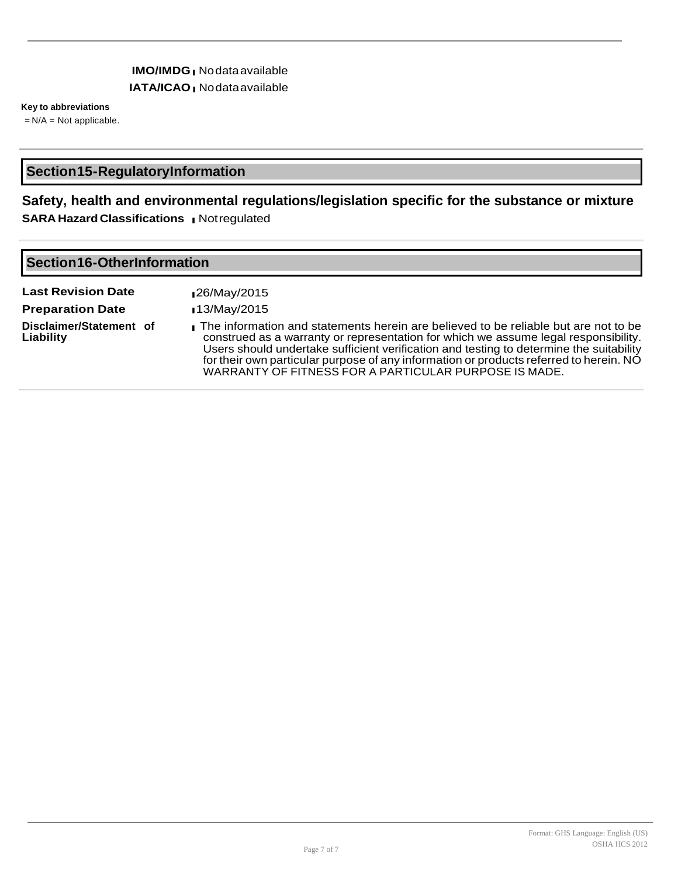**IMO/IMDG** : No data available

**IATA/ICAO** : No data available

**Key to abbreviations**

= N/A = Not applicable.

## Section 15 - Regulatory Information

### Safety, health and environmental regulations/legislation specific for the substance or mixture

**SARA Hazard Classifications** : Not regulated

## Section 16 - Other Information

**Last Revision Date** : 26/May/2015

**Preparation Date** : 13/May/2015

**Disclaimer/Statement of Liability** : The information and statements herein are believed to be reliable but are not to be construed as a warranty or representation for which we assume legal responsibility. Users should undertake sufficient verification and testing to determine the suitability for their own particular purpose of any information or products referred to herein. NO WARRANTY OF FITNESS FOR A PARTICULAR PURPOSE IS MADE.